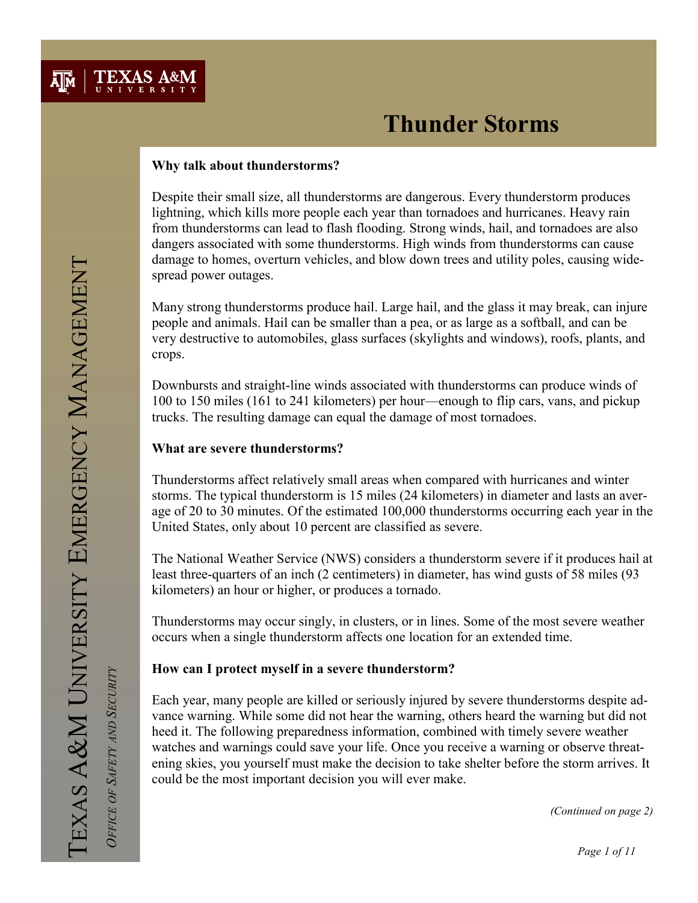# Thunder Storms

TEXAS A&M UNIVERSITY EMERGENCY MANAGEMENT

*OFFICE OF SAFETY AND SECURITY*

### Why talk about thunderstorms?

Despite their small size, all thunderstorms are dangerous. Every thunderstorm produces lightning, which kills more people each year than tornadoes and hurricanes. Heavy rain from thunderstorms can lead to flash flooding. Strong winds, hail, and tornadoes are also dangers associated with some thunderstorms. High winds from thunderstorms can cause damage to homes, overturn vehicles, and blow down trees and utility poles, causing widespread power outages.

Many strong thunderstorms produce hail. Large hail, and the glass it may break, can injure people and animals. Hail can be smaller than a pea, or as large as a softball, and can be very destructive to automobiles, glass surfaces (skylights and windows), roofs, plants, and crops.

Downbursts and straight-line winds associated with thunderstorms can produce winds of 100 to 150 miles (161 to 241 kilometers) per hour—enough to flip cars, vans, and pickup trucks. The resulting damage can equal the damage of most tornadoes.

### What are severe thunderstorms?

Thunderstorms affect relatively small areas when compared with hurricanes and winter storms. The typical thunderstorm is 15 miles (24 kilometers) in diameter and lasts an average of 20 to 30 minutes. Of the estimated 100,000 thunderstorms occurring each year in the United States, only about 10 percent are classified as severe.

The National Weather Service (NWS) considers a thunderstorm severe if it produces hail at least three-quarters of an inch (2 centimeters) in diameter, has wind gusts of 58 miles (93 kilometers) an hour or higher, or produces a tornado.

Thunderstorms may occur singly, in clusters, or in lines. Some of the most severe weather occurs when a single thunderstorm affects one location for an extended time.

### How can I protect myself in a severe thunderstorm?

Each year, many people are killed or seriously injured by severe thunderstorms despite advance warning. While some did not hear the warning, others heard the warning but did not heed it. The following preparedness information, combined with timely severe weather watches and warnings could save your life. Once you receive a warning or observe threatening skies, you yourself must make the decision to take shelter before the storm arrives. It could be the most important decision you will ever make.

*(Continued on page 2)*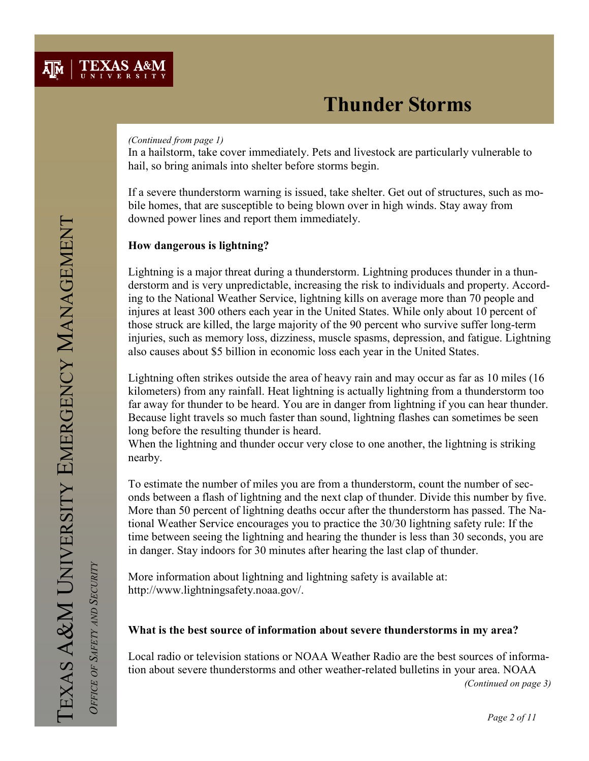# Thunder Storms

*(Continued from page 1)*

In a hailstorm, take cover immediately. Pets and livestock are particularly vulnerable to hail, so bring animals into shelter before storms begin.

If a severe thunderstorm warning is issued, take shelter. Get out of structures, such as mobile homes, that are susceptible to being blown over in high winds. Stay away from downed power lines and report them immediately.

**How dangerous is lightning?**

Lightning is a major threat during a thunderstorm. Lightning produces thunder in a thunderstorm and is very unpredictable, increasing the risk to individuals and property. According to the National Weather Service, lightning kills on average more than 70 people and injures at least 300 others each year in the United States. While only about 10 percent of those struck are killed, the large majority of the 90 percent who survive suffer long-term injuries, such as memory loss, dizziness, muscle spasms, depression, and fatigue. Lightning also causes about $5 billion in economic loss each year in the United States.

Lightning often strikes outside the area of heavy rain and may occur as far as 10 miles (16 kilometers) from any rainfall. Heat lightning is actually lightning from a thunderstorm too far away for thunder to be heard. You are in danger from lightning if you can hear thunder. Because light travels so much faster than sound, lightning flashes can sometimes be seen long before the resulting thunder is heard.
When the lightning and thunder occur very close to one another, the lightning is striking nearby.

To estimate the number of miles you are from a thunderstorm, count the number of seconds between a flash of lightning and the next clap of thunder. Divide this number by five. More than 50 percent of lightning deaths occur after the thunderstorm has passed. The National Weather Service encourages you to practice the 30/30 lightning safety rule: If the time between seeing the lightning and hearing the thunder is less than 30 seconds, you are in danger. Stay indoors for 30 minutes after hearing the last clap of thunder.

More information about lightning and lightning safety is available at: http://www.lightningsafety.noaa.gov/.

**What is the best source of information about severe thunderstorms in my area?**

Local radio or television stations or NOAA Weather Radio are the best sources of information about severe thunderstorms and other weather-related bulletins in your area. NOAA

*(Continued on page 3)*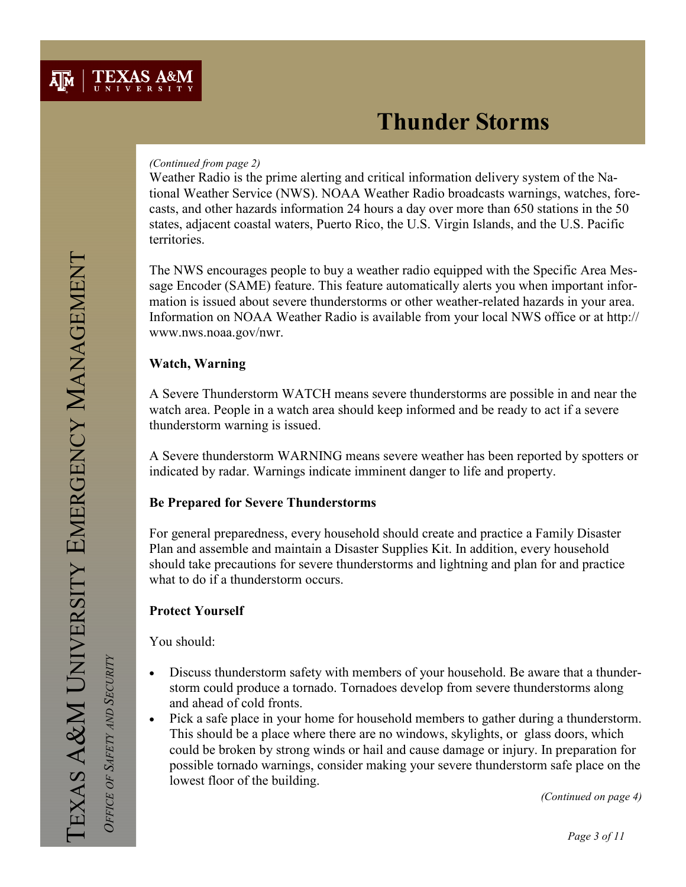# Thunder Storms

*(Continued from page 2)*

Weather Radio is the prime alerting and critical information delivery system of the National Weather Service (NWS). NOAA Weather Radio broadcasts warnings, watches, forecasts, and other hazards information 24 hours a day over more than 650 stations in the 50 states, adjacent coastal waters, Puerto Rico, the U.S. Virgin Islands, and the U.S. Pacific territories.

The NWS encourages people to buy a weather radio equipped with the Specific Area Message Encoder (SAME) feature. This feature automatically alerts you when important information is issued about severe thunderstorms or other weather-related hazards in your area. Information on NOAA Weather Radio is available from your local NWS office or at http://www.nws.noaa.gov/nwr.

**Watch, Warning**

A Severe Thunderstorm WATCH means severe thunderstorms are possible in and near the watch area. People in a watch area should keep informed and be ready to act if a severe thunderstorm warning is issued.

A Severe thunderstorm WARNING means severe weather has been reported by spotters or indicated by radar. Warnings indicate imminent danger to life and property.

**Be Prepared for Severe Thunderstorms**

For general preparedness, every household should create and practice a Family Disaster Plan and assemble and maintain a Disaster Supplies Kit. In addition, every household should take precautions for severe thunderstorms and lightning and plan for and practice what to do if a thunderstorm occurs.

**Protect Yourself**

You should:

- Discuss thunderstorm safety with members of your household. Be aware that a thunderstorm could produce a tornado. Tornadoes develop from severe thunderstorms along and ahead of cold fronts.
- Pick a safe place in your home for household members to gather during a thunderstorm. This should be a place where there are no windows, skylights, or glass doors, which could be broken by strong winds or hail and cause damage or injury. In preparation for possible tornado warnings, consider making your severe thunderstorm safe place on the lowest floor of the building.

*(Continued on page 4)*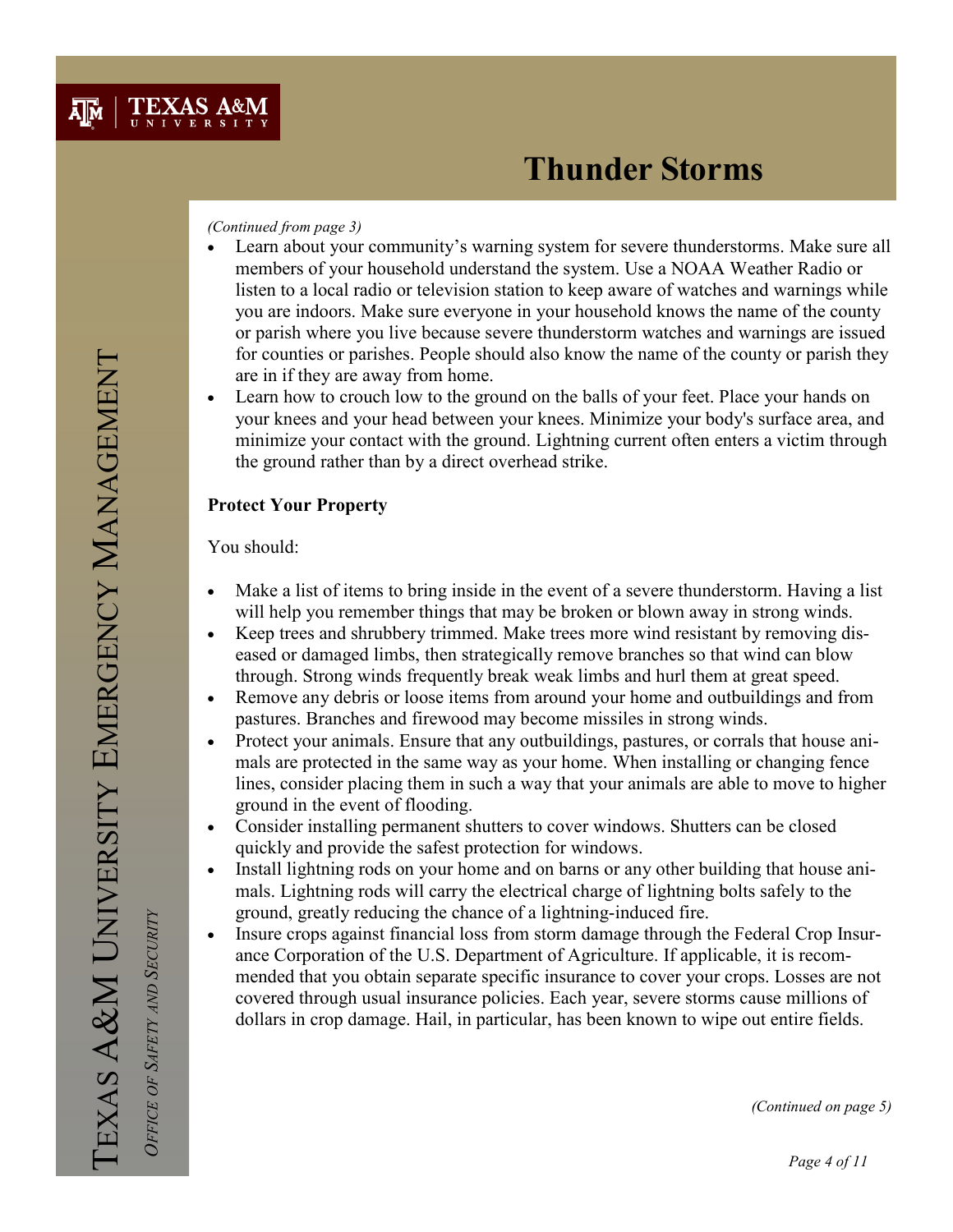# Thunder Storms

*(Continued from page 3)*

- Learn about your community's warning system for severe thunderstorms. Make sure all members of your household understand the system. Use a NOAA Weather Radio or listen to a local radio or television station to keep aware of watches and warnings while you are indoors. Make sure everyone in your household knows the name of the county or parish where you live because severe thunderstorm watches and warnings are issued for counties or parishes. People should also know the name of the county or parish they are in if they are away from home.
- Learn how to crouch low to the ground on the balls of your feet. Place your hands on your knees and your head between your knees. Minimize your body's surface area, and minimize your contact with the ground. Lightning current often enters a victim through the ground rather than by a direct overhead strike.

**Protect Your Property**

You should:

- Make a list of items to bring inside in the event of a severe thunderstorm. Having a list will help you remember things that may be broken or blown away in strong winds.
- Keep trees and shrubbery trimmed. Make trees more wind resistant by removing diseased or damaged limbs, then strategically remove branches so that wind can blow through. Strong winds frequently break weak limbs and hurl them at great speed.
- Remove any debris or loose items from around your home and outbuildings and from pastures. Branches and firewood may become missiles in strong winds.
- Protect your animals. Ensure that any outbuildings, pastures, or corrals that house animals are protected in the same way as your home. When installing or changing fence lines, consider placing them in such a way that your animals are able to move to higher ground in the event of flooding.
- Consider installing permanent shutters to cover windows. Shutters can be closed quickly and provide the safest protection for windows.
- Install lightning rods on your home and on barns or any other building that house animals. Lightning rods will carry the electrical charge of lightning bolts safely to the ground, greatly reducing the chance of a lightning-induced fire.
- Insure crops against financial loss from storm damage through the Federal Crop Insurance Corporation of the U.S. Department of Agriculture. If applicable, it is recommended that you obtain separate specific insurance to cover your crops. Losses are not covered through usual insurance policies. Each year, severe storms cause millions of dollars in crop damage. Hail, in particular, has been known to wipe out entire fields.

*(Continued on page 5)*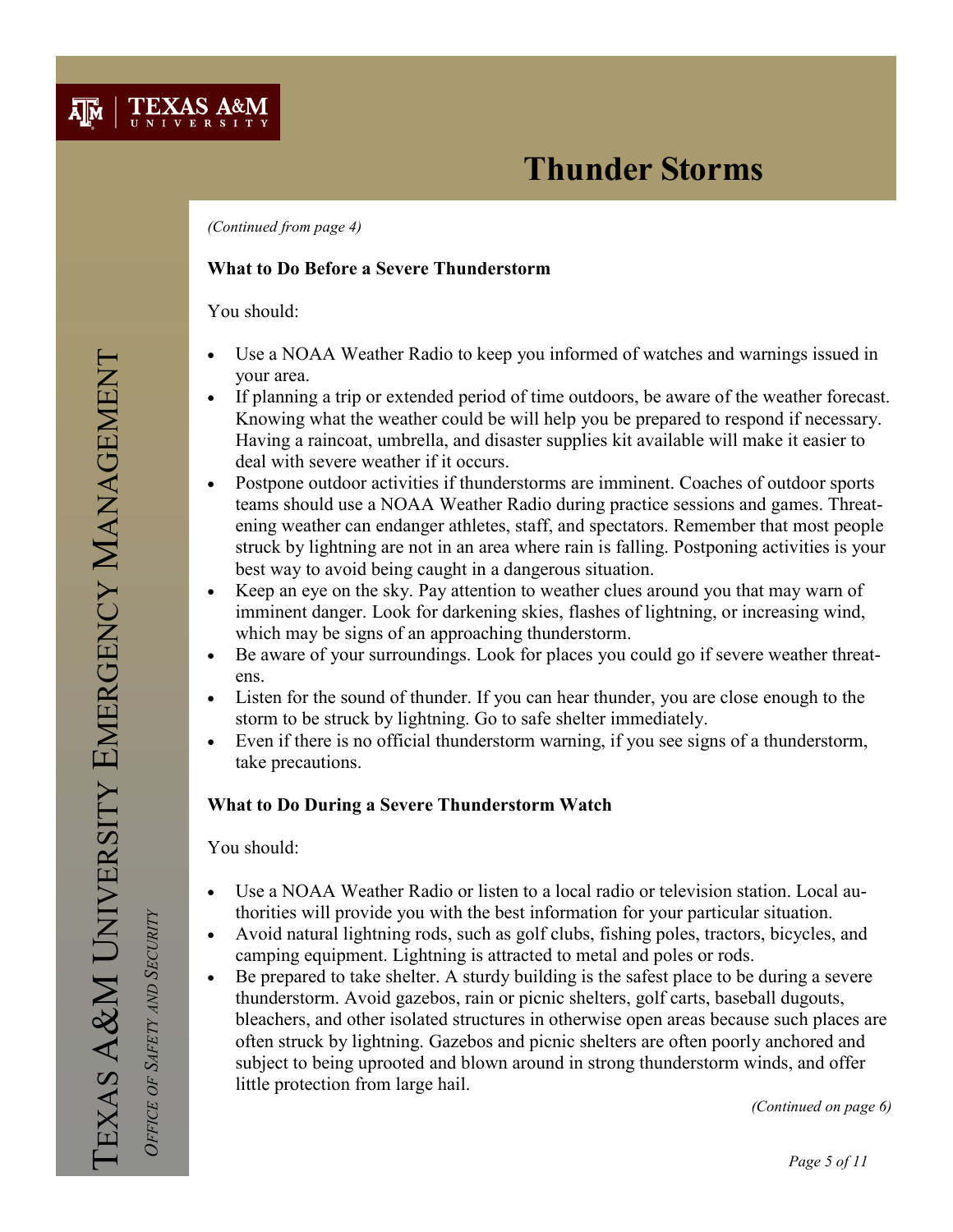# Thunder Storms

*(Continued from page 4)*

**What to Do Before a Severe Thunderstorm**

You should:

- Use a NOAA Weather Radio to keep you informed of watches and warnings issued in your area.
- If planning a trip or extended period of time outdoors, be aware of the weather forecast. Knowing what the weather could be will help you be prepared to respond if necessary. Having a raincoat, umbrella, and disaster supplies kit available will make it easier to deal with severe weather if it occurs.
- Postpone outdoor activities if thunderstorms are imminent. Coaches of outdoor sports teams should use a NOAA Weather Radio during practice sessions and games. Threatening weather can endanger athletes, staff, and spectators. Remember that most people struck by lightning are not in an area where rain is falling. Postponing activities is your best way to avoid being caught in a dangerous situation.
- Keep an eye on the sky. Pay attention to weather clues around you that may warn of imminent danger. Look for darkening skies, flashes of lightning, or increasing wind, which may be signs of an approaching thunderstorm.
- Be aware of your surroundings. Look for places you could go if severe weather threatens.
- Listen for the sound of thunder. If you can hear thunder, you are close enough to the storm to be struck by lightning. Go to safe shelter immediately.
- Even if there is no official thunderstorm warning, if you see signs of a thunderstorm, take precautions.

**What to Do During a Severe Thunderstorm Watch**

You should:

- Use a NOAA Weather Radio or listen to a local radio or television station. Local authorities will provide you with the best information for your particular situation.
- Avoid natural lightning rods, such as golf clubs, fishing poles, tractors, bicycles, and camping equipment. Lightning is attracted to metal and poles or rods.
- Be prepared to take shelter. A sturdy building is the safest place to be during a severe thunderstorm. Avoid gazebos, rain or picnic shelters, golf carts, baseball dugouts, bleachers, and other isolated structures in otherwise open areas because such places are often struck by lightning. Gazebos and picnic shelters are often poorly anchored and subject to being uprooted and blown around in strong thunderstorm winds, and offer little protection from large hail.

*(Continued on page 6)*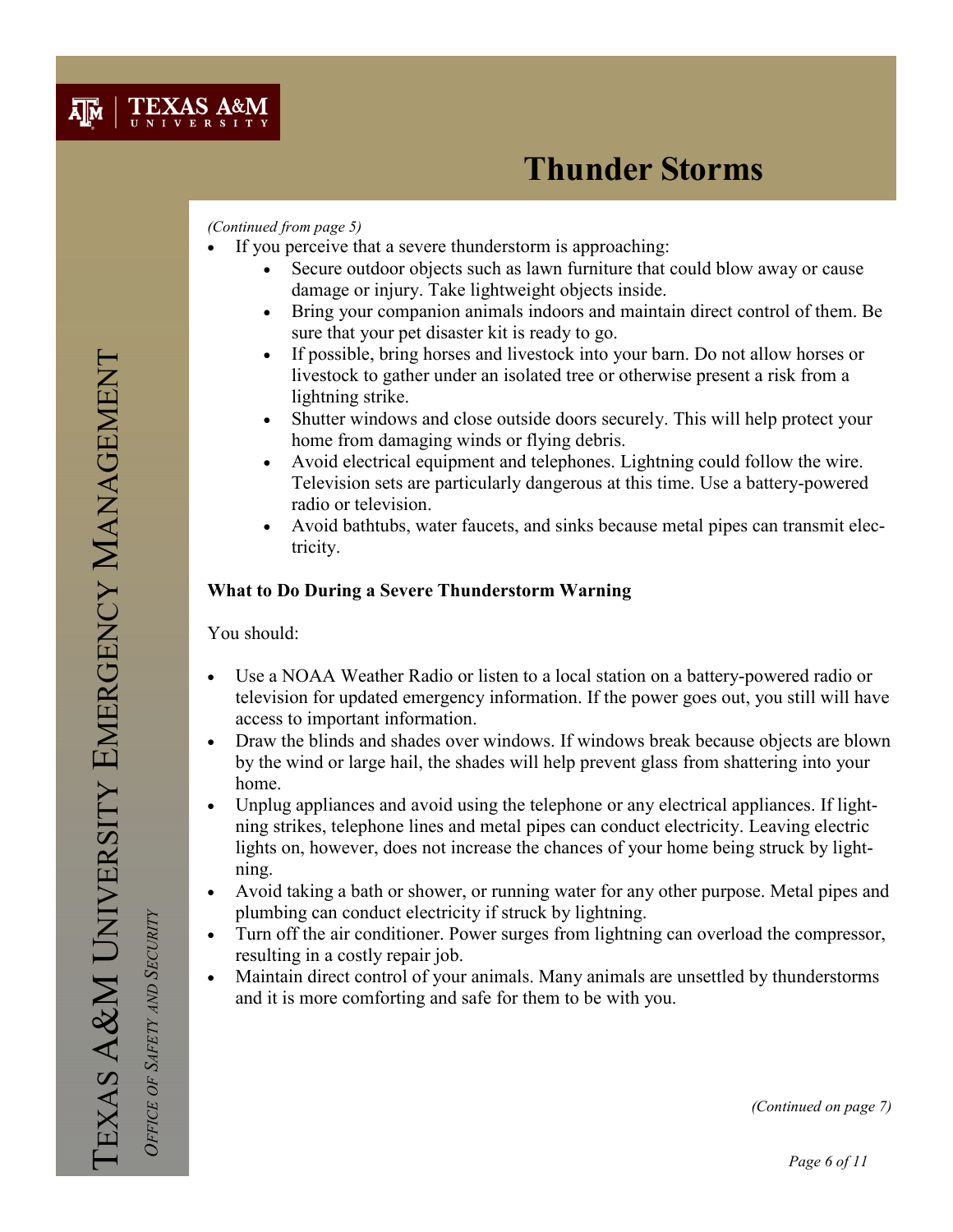# Thunder Storms

*(Continued from page 5)*

- If you perceive that a severe thunderstorm is approaching:
  - Secure outdoor objects such as lawn furniture that could blow away or cause damage or injury. Take lightweight objects inside.
  - Bring your companion animals indoors and maintain direct control of them. Be sure that your pet disaster kit is ready to go.
  - If possible, bring horses and livestock into your barn. Do not allow horses or livestock to gather under an isolated tree or otherwise present a risk from a lightning strike.
  - Shutter windows and close outside doors securely. This will help protect your home from damaging winds or flying debris.
  - Avoid electrical equipment and telephones. Lightning could follow the wire. Television sets are particularly dangerous at this time. Use a battery-powered radio or television.
  - Avoid bathtubs, water faucets, and sinks because metal pipes can transmit electricity.

**What to Do During a Severe Thunderstorm Warning**

You should:

- Use a NOAA Weather Radio or listen to a local station on a battery-powered radio or television for updated emergency information. If the power goes out, you still will have access to important information.
- Draw the blinds and shades over windows. If windows break because objects are blown by the wind or large hail, the shades will help prevent glass from shattering into your home.
- Unplug appliances and avoid using the telephone or any electrical appliances. If lightning strikes, telephone lines and metal pipes can conduct electricity. Leaving electric lights on, however, does not increase the chances of your home being struck by lightning.
- Avoid taking a bath or shower, or running water for any other purpose. Metal pipes and plumbing can conduct electricity if struck by lightning.
- Turn off the air conditioner. Power surges from lightning can overload the compressor, resulting in a costly repair job.
- Maintain direct control of your animals. Many animals are unsettled by thunderstorms and it is more comforting and safe for them to be with you.

*(Continued on page 7)*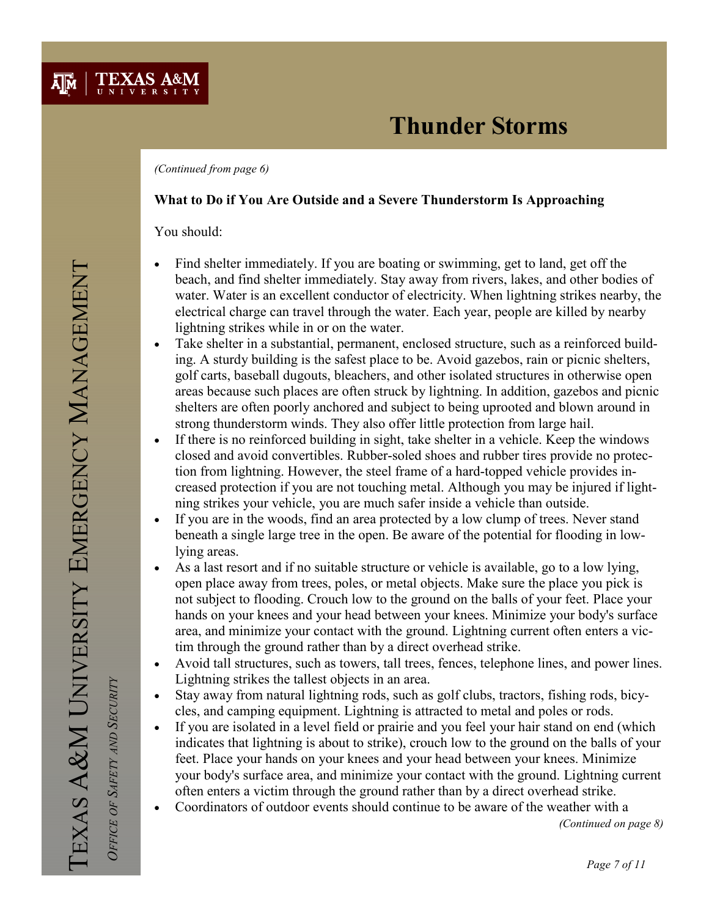# Thunder Storms

*(Continued from page 6)*

**What to Do if You Are Outside and a Severe Thunderstorm Is Approaching**

You should:

- Find shelter immediately. If you are boating or swimming, get to land, get off the beach, and find shelter immediately. Stay away from rivers, lakes, and other bodies of water. Water is an excellent conductor of electricity. When lightning strikes nearby, the electrical charge can travel through the water. Each year, people are killed by nearby lightning strikes while in or on the water.
- Take shelter in a substantial, permanent, enclosed structure, such as a reinforced building. A sturdy building is the safest place to be. Avoid gazebos, rain or picnic shelters, golf carts, baseball dugouts, bleachers, and other isolated structures in otherwise open areas because such places are often struck by lightning. In addition, gazebos and picnic shelters are often poorly anchored and subject to being uprooted and blown around in strong thunderstorm winds. They also offer little protection from large hail.
- If there is no reinforced building in sight, take shelter in a vehicle. Keep the windows closed and avoid convertibles. Rubber-soled shoes and rubber tires provide no protection from lightning. However, the steel frame of a hard-topped vehicle provides increased protection if you are not touching metal. Although you may be injured if lightning strikes your vehicle, you are much safer inside a vehicle than outside.
- If you are in the woods, find an area protected by a low clump of trees. Never stand beneath a single large tree in the open. Be aware of the potential for flooding in low-lying areas.
- As a last resort and if no suitable structure or vehicle is available, go to a low lying, open place away from trees, poles, or metal objects. Make sure the place you pick is not subject to flooding. Crouch low to the ground on the balls of your feet. Place your hands on your knees and your head between your knees. Minimize your body's surface area, and minimize your contact with the ground. Lightning current often enters a victim through the ground rather than by a direct overhead strike.
- Avoid tall structures, such as towers, tall trees, fences, telephone lines, and power lines. Lightning strikes the tallest objects in an area.
- Stay away from natural lightning rods, such as golf clubs, tractors, fishing rods, bicycles, and camping equipment. Lightning is attracted to metal and poles or rods.
- If you are isolated in a level field or prairie and you feel your hair stand on end (which indicates that lightning is about to strike), crouch low to the ground on the balls of your feet. Place your hands on your knees and your head between your knees. Minimize your body's surface area, and minimize your contact with the ground. Lightning current often enters a victim through the ground rather than by a direct overhead strike.
- Coordinators of outdoor events should continue to be aware of the weather with a

*(Continued on page 8)*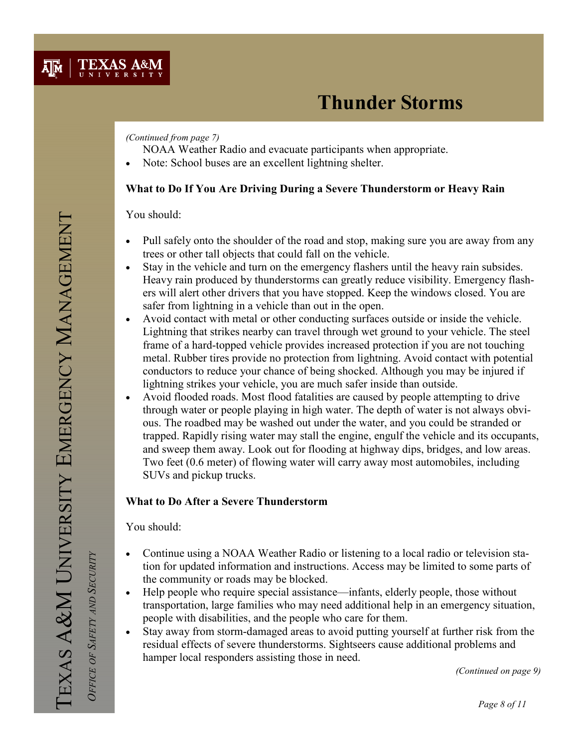# Thunder Storms

*(Continued from page 7)*

NOAA Weather Radio and evacuate participants when appropriate.

- Note: School buses are an excellent lightning shelter.

**What to Do If You Are Driving During a Severe Thunderstorm or Heavy Rain**

You should:

- Pull safely onto the shoulder of the road and stop, making sure you are away from any trees or other tall objects that could fall on the vehicle.
- Stay in the vehicle and turn on the emergency flashers until the heavy rain subsides. Heavy rain produced by thunderstorms can greatly reduce visibility. Emergency flashers will alert other drivers that you have stopped. Keep the windows closed. You are safer from lightning in a vehicle than out in the open.
- Avoid contact with metal or other conducting surfaces outside or inside the vehicle. Lightning that strikes nearby can travel through wet ground to your vehicle. The steel frame of a hard-topped vehicle provides increased protection if you are not touching metal. Rubber tires provide no protection from lightning. Avoid contact with potential conductors to reduce your chance of being shocked. Although you may be injured if lightning strikes your vehicle, you are much safer inside than outside.
- Avoid flooded roads. Most flood fatalities are caused by people attempting to drive through water or people playing in high water. The depth of water is not always obvious. The roadbed may be washed out under the water, and you could be stranded or trapped. Rapidly rising water may stall the engine, engulf the vehicle and its occupants, and sweep them away. Look out for flooding at highway dips, bridges, and low areas. Two feet (0.6 meter) of flowing water will carry away most automobiles, including SUVs and pickup trucks.

**What to Do After a Severe Thunderstorm**

You should:

- Continue using a NOAA Weather Radio or listening to a local radio or television station for updated information and instructions. Access may be limited to some parts of the community or roads may be blocked.
- Help people who require special assistance—infants, elderly people, those without transportation, large families who may need additional help in an emergency situation, people with disabilities, and the people who care for them.
- Stay away from storm-damaged areas to avoid putting yourself at further risk from the residual effects of severe thunderstorms. Sightseers cause additional problems and hamper local responders assisting those in need.

*(Continued on page 9)*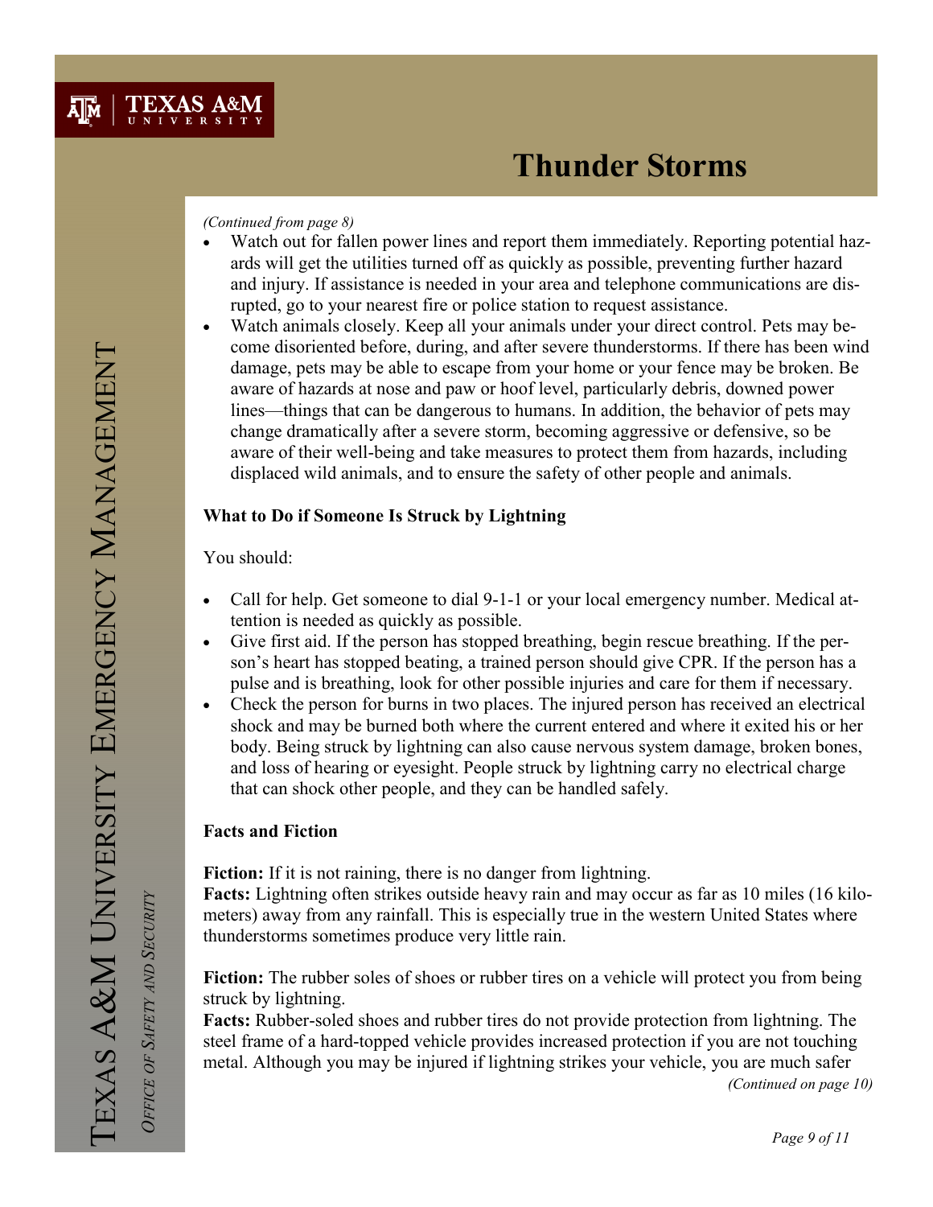*(Continued from page 8)*

- Watch out for fallen power lines and report them immediately. Reporting potential hazards will get the utilities turned off as quickly as possible, preventing further hazard and injury. If assistance is needed in your area and telephone communications are disrupted, go to your nearest fire or police station to request assistance.
- Watch animals closely. Keep all your animals under your direct control. Pets may become disoriented before, during, and after severe thunderstorms. If there has been wind damage, pets may be able to escape from your home or your fence may be broken. Be aware of hazards at nose and paw or hoof level, particularly debris, downed power lines—things that can be dangerous to humans. In addition, the behavior of pets may change dramatically after a severe storm, becoming aggressive or defensive, so be aware of their well-being and take measures to protect them from hazards, including displaced wild animals, and to ensure the safety of other people and animals.

**What to Do if Someone Is Struck by Lightning**

You should:

- Call for help. Get someone to dial 9-1-1 or your local emergency number. Medical attention is needed as quickly as possible.
- Give first aid. If the person has stopped breathing, begin rescue breathing. If the person's heart has stopped beating, a trained person should give CPR. If the person has a pulse and is breathing, look for other possible injuries and care for them if necessary.
- Check the person for burns in two places. The injured person has received an electrical shock and may be burned both where the current entered and where it exited his or her body. Being struck by lightning can also cause nervous system damage, broken bones, and loss of hearing or eyesight. People struck by lightning carry no electrical charge that can shock other people, and they can be handled safely.

**Facts and Fiction**

**Fiction:** If it is not raining, there is no danger from lightning.
**Facts:** Lightning often strikes outside heavy rain and may occur as far as 10 miles (16 kilometers) away from any rainfall. This is especially true in the western United States where thunderstorms sometimes produce very little rain.

**Fiction:** The rubber soles of shoes or rubber tires on a vehicle will protect you from being struck by lightning.
**Facts:** Rubber-soled shoes and rubber tires do not provide protection from lightning. The steel frame of a hard-topped vehicle provides increased protection if you are not touching metal. Although you may be injured if lightning strikes your vehicle, you are much safer

*(Continued on page 10)*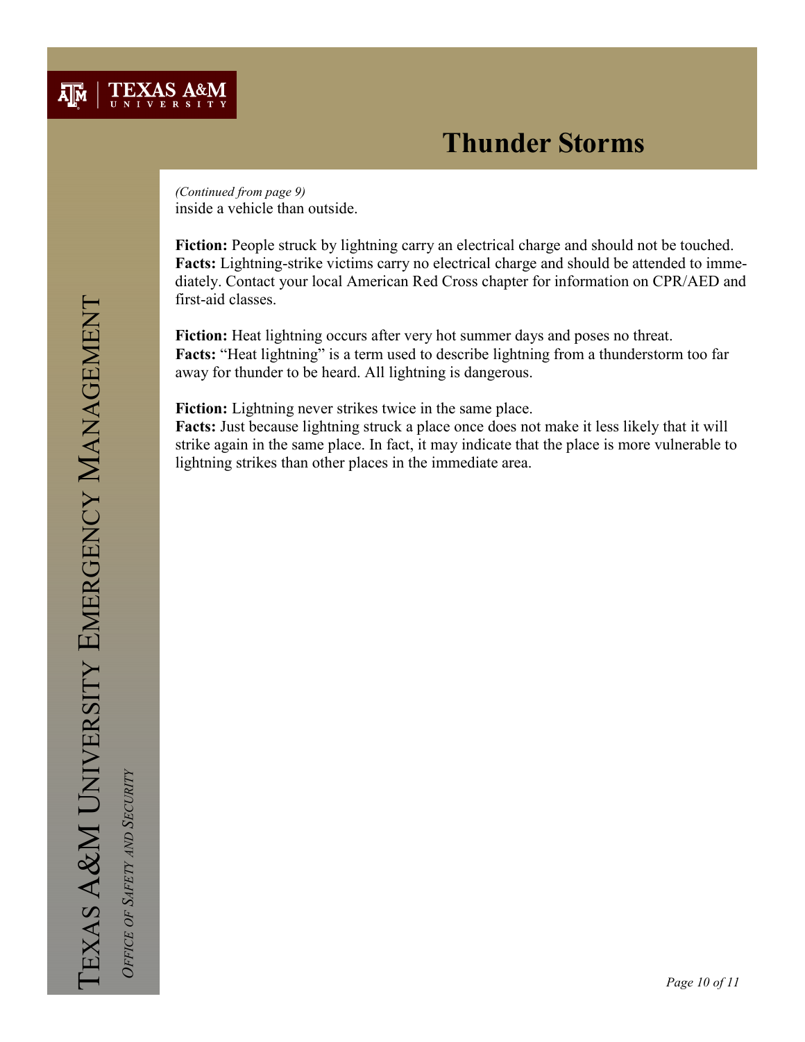# Thunder Storms

*(Continued from page 9)*
inside a vehicle than outside.

**Fiction:** People struck by lightning carry an electrical charge and should not be touched.
**Facts:** Lightning-strike victims carry no electrical charge and should be attended to immediately. Contact your local American Red Cross chapter for information on CPR/AED and first-aid classes.

**Fiction:** Heat lightning occurs after very hot summer days and poses no threat.
**Facts:** "Heat lightning" is a term used to describe lightning from a thunderstorm too far away for thunder to be heard. All lightning is dangerous.

**Fiction:** Lightning never strikes twice in the same place.
**Facts:** Just because lightning struck a place once does not make it less likely that it will strike again in the same place. In fact, it may indicate that the place is more vulnerable to lightning strikes than other places in the immediate area.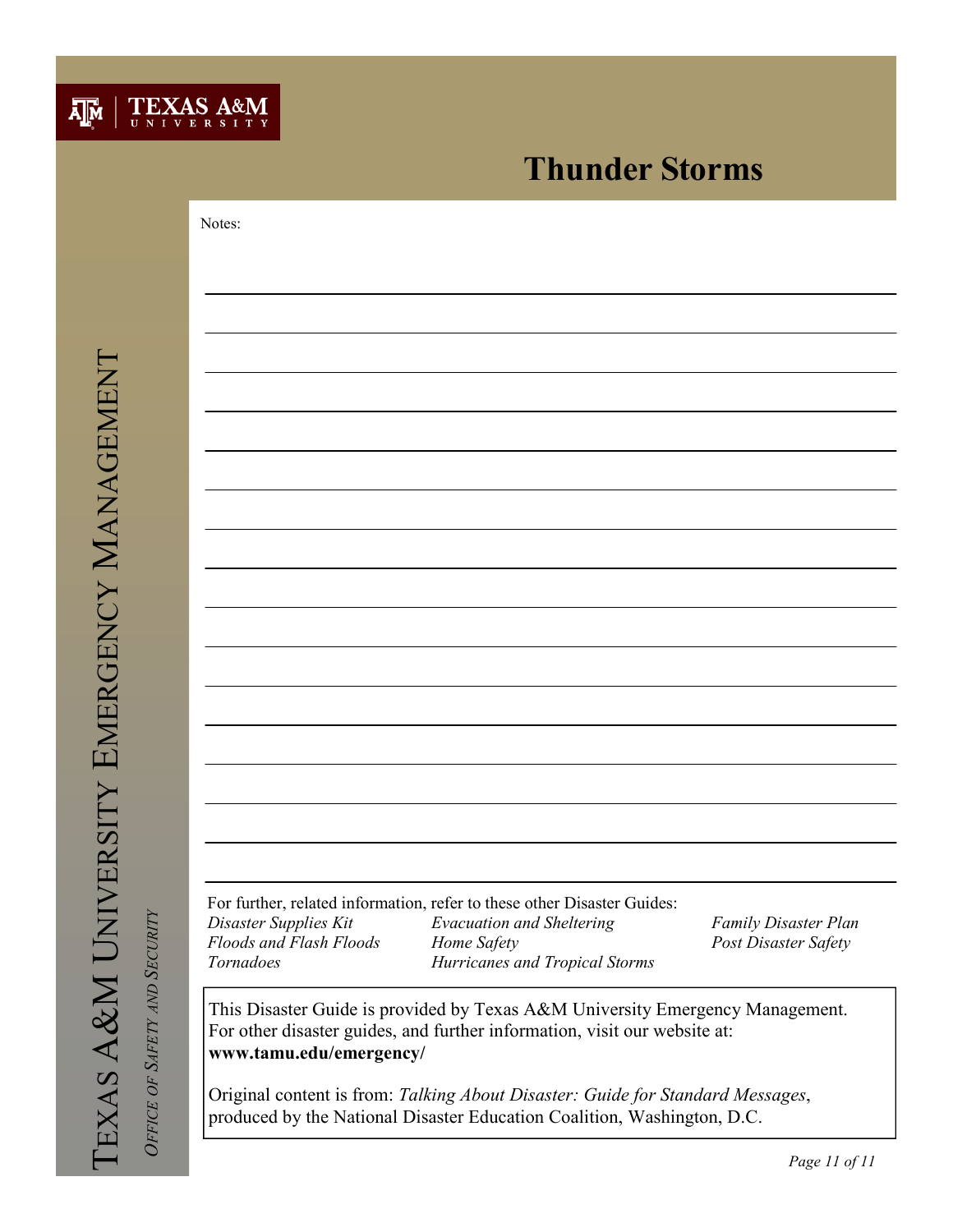# Thunder Storms

Notes:

For further, related information, refer to these other Disaster Guides:

*Disaster Supplies Kit*
*Floods and Flash Floods*
*Tornadoes*
*Evacuation and Sheltering*
*Home Safety*
*Hurricanes and Tropical Storms*
*Family Disaster Plan*
*Post Disaster Safety*

This Disaster Guide is provided by Texas A&M University Emergency Management. For other disaster guides, and further information, visit our website at: **www.tamu.edu/emergency/**

Original content is from: *Talking About Disaster: Guide for Standard Messages*, produced by the National Disaster Education Coalition, Washington, D.C.